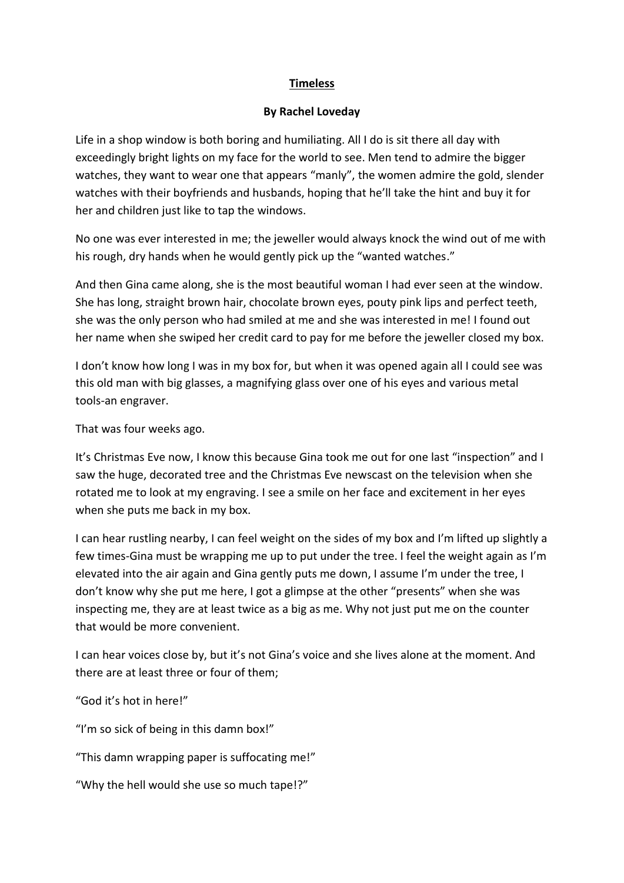# Timeless

**By Rachel Loveday**

Life in a shop window is both boring and humiliating. All I do is sit there all day with exceedingly bright lights on my face for the world to see. Men tend to admire the bigger watches, they want to wear one that appears "manly", the women admire the gold, slender watches with their boyfriends and husbands, hoping that he'll take the hint and buy it for her and children just like to tap the windows.

No one was ever interested in me; the jeweller would always knock the wind out of me with his rough, dry hands when he would gently pick up the "wanted watches."

And then Gina came along, she is the most beautiful woman I had ever seen at the window. She has long, straight brown hair, chocolate brown eyes, pouty pink lips and perfect teeth, she was the only person who had smiled at me and she was interested in me! I found out her name when she swiped her credit card to pay for me before the jeweller closed my box.

I don't know how long I was in my box for, but when it was opened again all I could see was this old man with big glasses, a magnifying glass over one of his eyes and various metal tools-an engraver.

That was four weeks ago.

It's Christmas Eve now, I know this because Gina took me out for one last "inspection" and I saw the huge, decorated tree and the Christmas Eve newscast on the television when she rotated me to look at my engraving. I see a smile on her face and excitement in her eyes when she puts me back in my box.

I can hear rustling nearby, I can feel weight on the sides of my box and I'm lifted up slightly a few times-Gina must be wrapping me up to put under the tree. I feel the weight again as I'm elevated into the air again and Gina gently puts me down, I assume I'm under the tree, I don't know why she put me here, I got a glimpse at the other "presents" when she was inspecting me, they are at least twice as a big as me. Why not just put me on the counter that would be more convenient.

I can hear voices close by, but it's not Gina's voice and she lives alone at the moment. And there are at least three or four of them;

"God it's hot in here!"

"I'm so sick of being in this damn box!"

"This damn wrapping paper is suffocating me!"

"Why the hell would she use so much tape!?"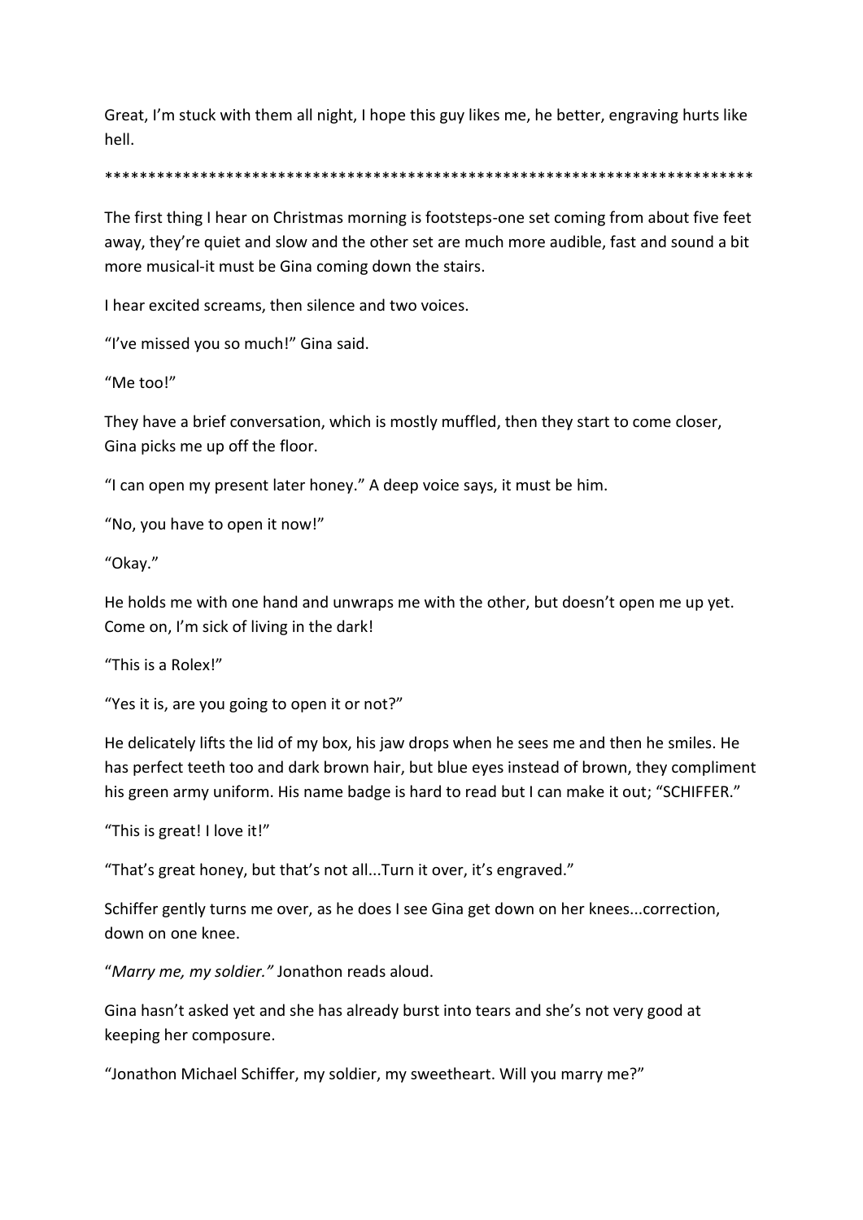Great, I'm stuck with them all night, I hope this guy likes me, he better, engraving hurts like hell.

****************************************************************************

The first thing I hear on Christmas morning is footsteps-one set coming from about five feet away, they're quiet and slow and the other set are much more audible, fast and sound a bit more musical-it must be Gina coming down the stairs.

I hear excited screams, then silence and two voices.

"I've missed you so much!" Gina said.

"Me too!"

They have a brief conversation, which is mostly muffled, then they start to come closer, Gina picks me up off the floor.

"I can open my present later honey." A deep voice says, it must be him.

"No, you have to open it now!"

"Okay."

He holds me with one hand and unwraps me with the other, but doesn't open me up yet. Come on, I'm sick of living in the dark!

"This is a Rolex!"

"Yes it is, are you going to open it or not?"

He delicately lifts the lid of my box, his jaw drops when he sees me and then he smiles. He has perfect teeth too and dark brown hair, but blue eyes instead of brown, they compliment his green army uniform. His name badge is hard to read but I can make it out; "SCHIFFER."

"This is great! I love it!"

"That's great honey, but that's not all...Turn it over, it's engraved."

Schiffer gently turns me over, as he does I see Gina get down on her knees...correction, down on one knee.

"*Marry me, my soldier.*" Jonathon reads aloud.

Gina hasn't asked yet and she has already burst into tears and she's not very good at keeping her composure.

"Jonathon Michael Schiffer, my soldier, my sweetheart. Will you marry me?"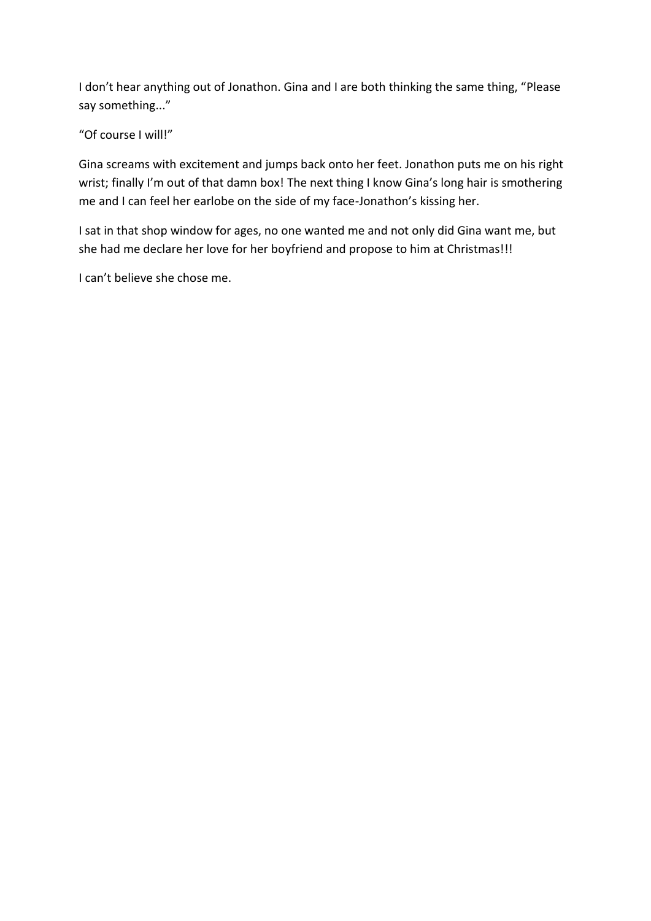I don’t hear anything out of Jonathon. Gina and I are both thinking the same thing, “Please say something...”

“Of course I will!”

Gina screams with excitement and jumps back onto her feet. Jonathon puts me on his right wrist; finally I’m out of that damn box! The next thing I know Gina’s long hair is smothering me and I can feel her earlobe on the side of my face-Jonathon’s kissing her.

I sat in that shop window for ages, no one wanted me and not only did Gina want me, but she had me declare her love for her boyfriend and propose to him at Christmas!!!

I can’t believe she chose me.